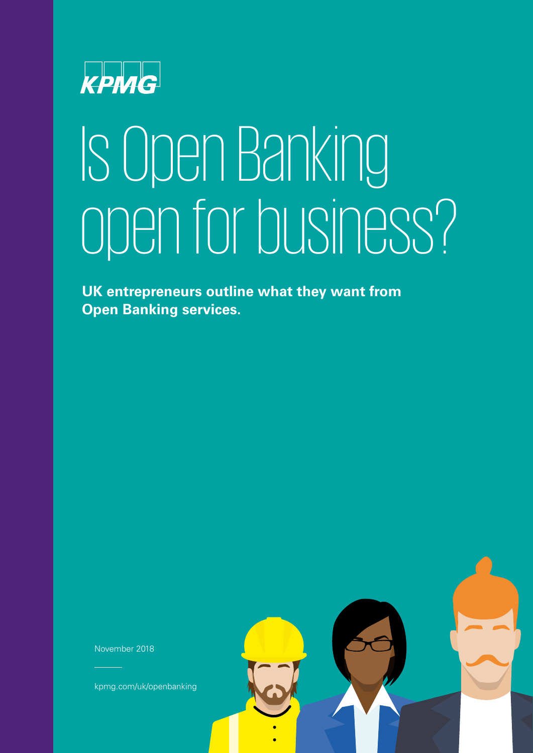KPMG

# Is Open Banking open for business?

**UK entrepreneurs outline what they want from Open Banking services.**

November 2018

kpmg.com/uk/openbanking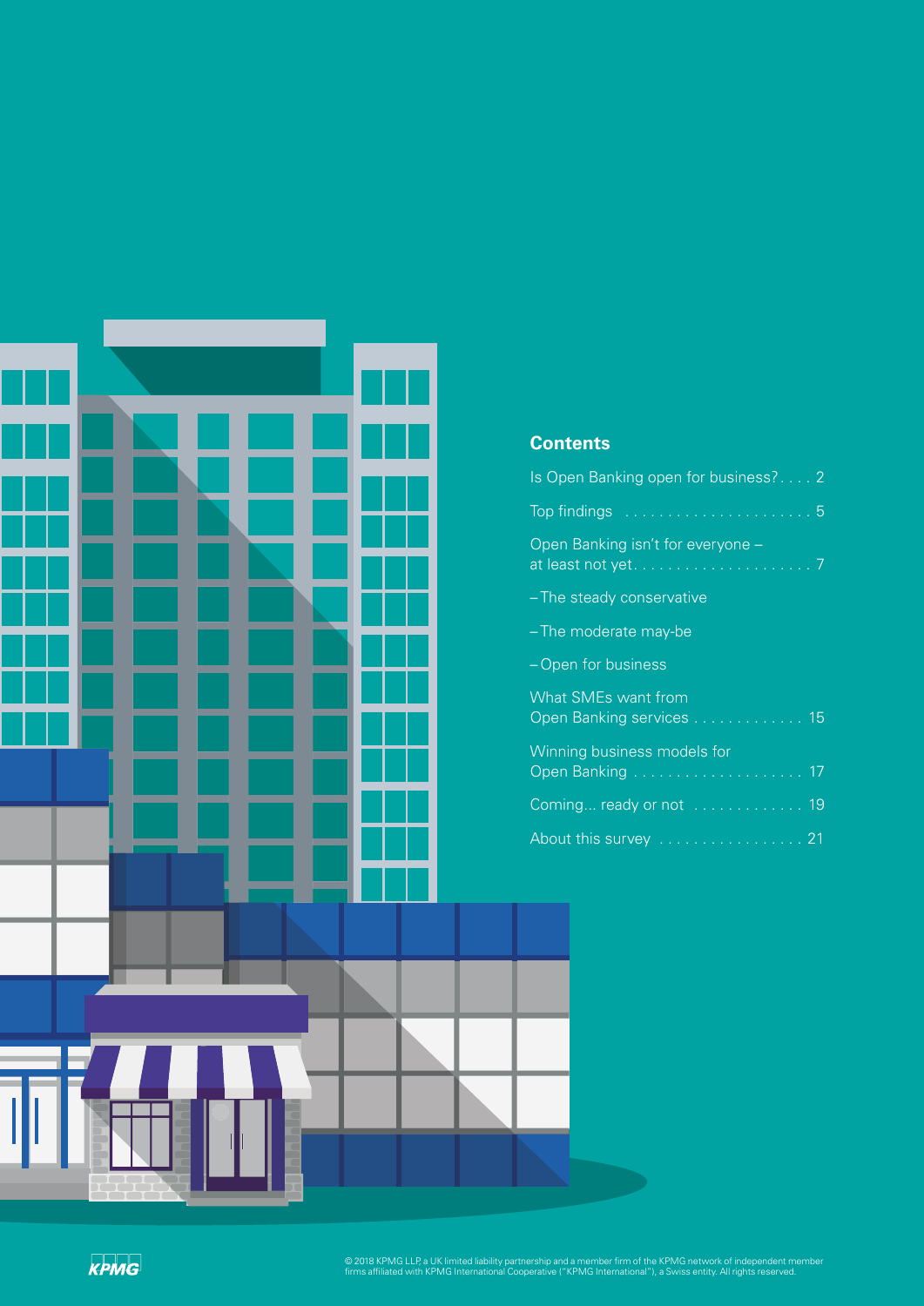## Contents

Is Open Banking open for business? . . . . 2

Top findings . . . . . . . . . . . . . . . . . . . . . . . 5

Open Banking isn't for everyone – at least not yet. . . . . . . . . . . . . . . . . . . . . 7

– The steady conservative

– The moderate may-be

– Open for business

What SMEs want from Open Banking services . . . . . . . . . . . . . 15

Winning business models for Open Banking . . . . . . . . . . . . . . . . . . . . 17

Coming... ready or not . . . . . . . . . . . . . 19

About this survey . . . . . . . . . . . . . . . . . 21

© 2018 KPMG LLP, a UK limited liability partnership and a member firm of the KPMG network of independent member firms affiliated with KPMG International Cooperative ("KPMG International"), a Swiss entity. All rights reserved.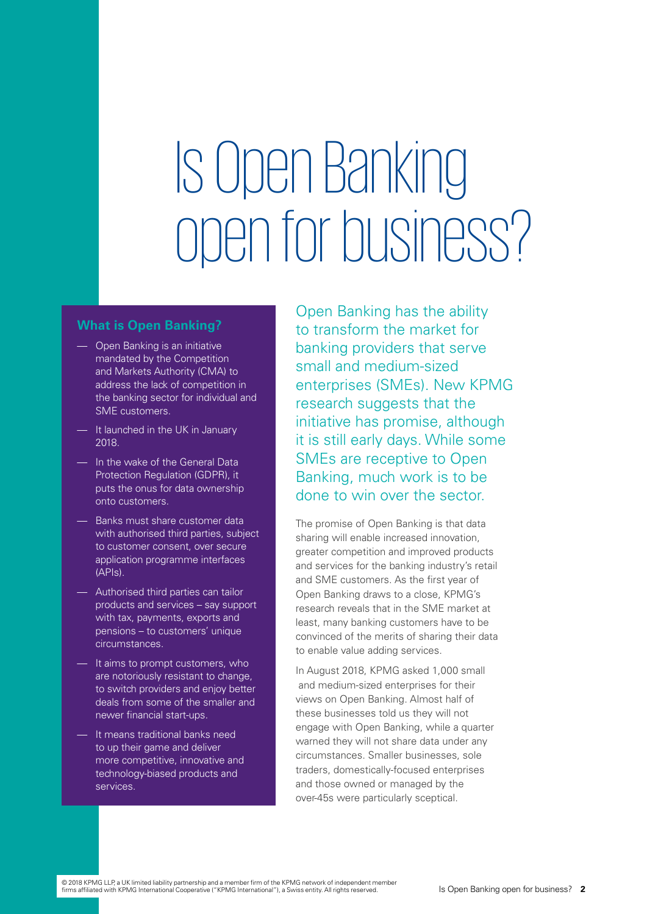# Is Open Banking open for business?

### What is Open Banking?

- Open Banking is an initiative mandated by the Competition and Markets Authority (CMA) to address the lack of competition in the banking sector for individual and SME customers.
- It launched in the UK in January 2018.
- In the wake of the General Data Protection Regulation (GDPR), it puts the onus for data ownership onto customers.
- Banks must share customer data with authorised third parties, subject to customer consent, over secure application programme interfaces (APIs).
- Authorised third parties can tailor products and services – say support with tax, payments, exports and pensions – to customers' unique circumstances.
- It aims to prompt customers, who are notoriously resistant to change, to switch providers and enjoy better deals from some of the smaller and newer financial start-ups.
- It means traditional banks need to up their game and deliver more competitive, innovative and technology-biased products and services.

Open Banking has the ability to transform the market for banking providers that serve small and medium-sized enterprises (SMEs). New KPMG research suggests that the initiative has promise, although it is still early days. While some SMEs are receptive to Open Banking, much work is to be done to win over the sector.

The promise of Open Banking is that data sharing will enable increased innovation, greater competition and improved products and services for the banking industry's retail and SME customers. As the first year of Open Banking draws to a close, KPMG's research reveals that in the SME market at least, many banking customers have to be convinced of the merits of sharing their data to enable value adding services.

In August 2018, KPMG asked 1,000 small and medium-sized enterprises for their views on Open Banking. Almost half of these businesses told us they will not engage with Open Banking, while a quarter warned they will not share data under any circumstances. Smaller businesses, sole traders, domestically-focused enterprises and those owned or managed by the over-45s were particularly sceptical.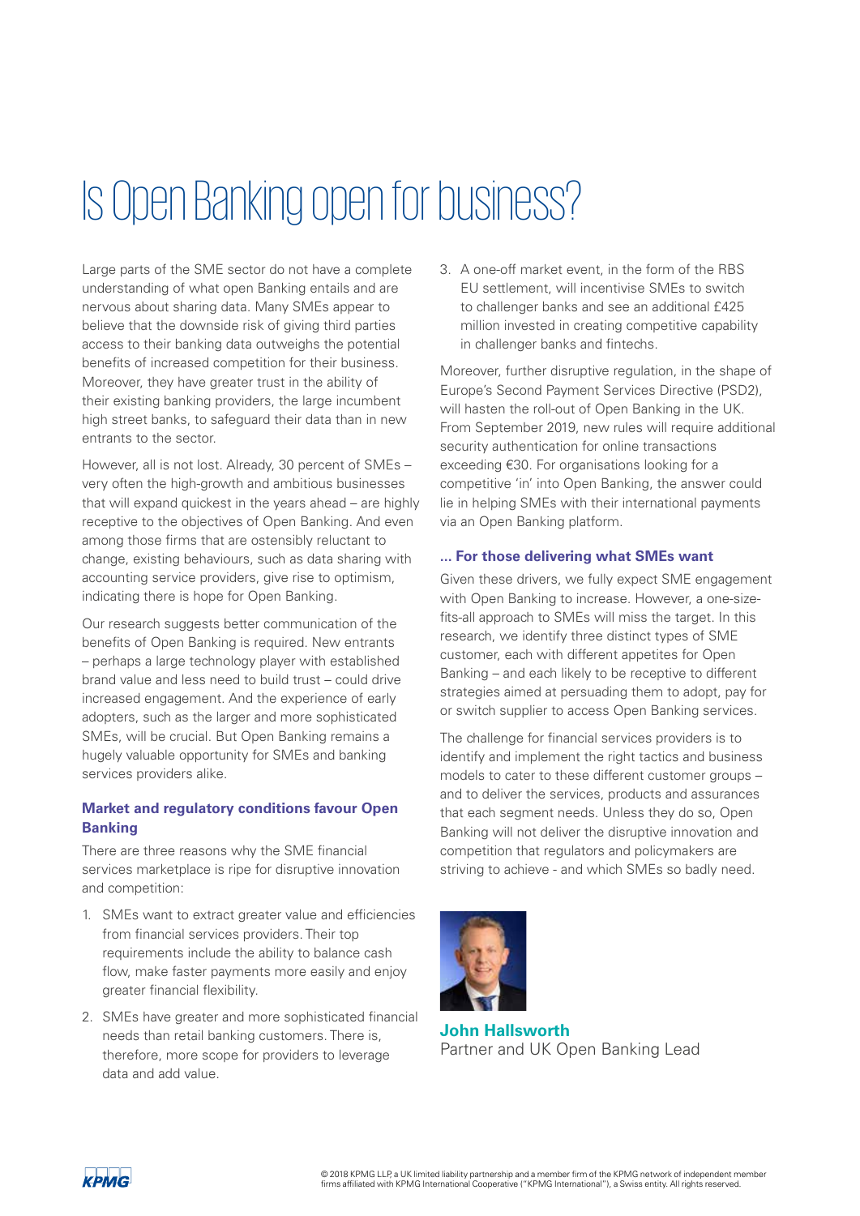# Is Open Banking open for business?

Large parts of the SME sector do not have a complete understanding of what open Banking entails and are nervous about sharing data. Many SMEs appear to believe that the downside risk of giving third parties access to their banking data outweighs the potential benefits of increased competition for their business. Moreover, they have greater trust in the ability of their existing banking providers, the large incumbent high street banks, to safeguard their data than in new entrants to the sector.

However, all is not lost. Already, 30 percent of SMEs – very often the high-growth and ambitious businesses that will expand quickest in the years ahead – are highly receptive to the objectives of Open Banking. And even among those firms that are ostensibly reluctant to change, existing behaviours, such as data sharing with accounting service providers, give rise to optimism, indicating there is hope for Open Banking.

Our research suggests better communication of the benefits of Open Banking is required. New entrants – perhaps a large technology player with established brand value and less need to build trust – could drive increased engagement. And the experience of early adopters, such as the larger and more sophisticated SMEs, will be crucial. But Open Banking remains a hugely valuable opportunity for SMEs and banking services providers alike.

### Market and regulatory conditions favour Open Banking

There are three reasons why the SME financial services marketplace is ripe for disruptive innovation and competition:

1. SMEs want to extract greater value and efficiencies from financial services providers. Their top requirements include the ability to balance cash flow, make faster payments more easily and enjoy greater financial flexibility.
2. SMEs have greater and more sophisticated financial needs than retail banking customers. There is, therefore, more scope for providers to leverage data and add value.
3. A one-off market event, in the form of the RBS EU settlement, will incentivise SMEs to switch to challenger banks and see an additional £425 million invested in creating competitive capability in challenger banks and fintechs.

Moreover, further disruptive regulation, in the shape of Europe's Second Payment Services Directive (PSD2), will hasten the roll-out of Open Banking in the UK. From September 2019, new rules will require additional security authentication for online transactions exceeding €30. For organisations looking for a competitive 'in' into Open Banking, the answer could lie in helping SMEs with their international payments via an Open Banking platform.

### ... For those delivering what SMEs want

Given these drivers, we fully expect SME engagement with Open Banking to increase. However, a one-size-fits-all approach to SMEs will miss the target. In this research, we identify three distinct types of SME customer, each with different appetites for Open Banking – and each likely to be receptive to different strategies aimed at persuading them to adopt, pay for or switch supplier to access Open Banking services.

The challenge for financial services providers is to identify and implement the right tactics and business models to cater to these different customer groups – and to deliver the services, products and assurances that each segment needs. Unless they do so, Open Banking will not deliver the disruptive innovation and competition that regulators and policymakers are striving to achieve - and which SMEs so badly need.

**John Hallsworth**
Partner and UK Open Banking Lead

© 2018 KPMG LLP, a UK limited liability partnership and a member firm of the KPMG network of independent member firms affiliated with KPMG International Cooperative ("KPMG International"), a Swiss entity. All rights reserved.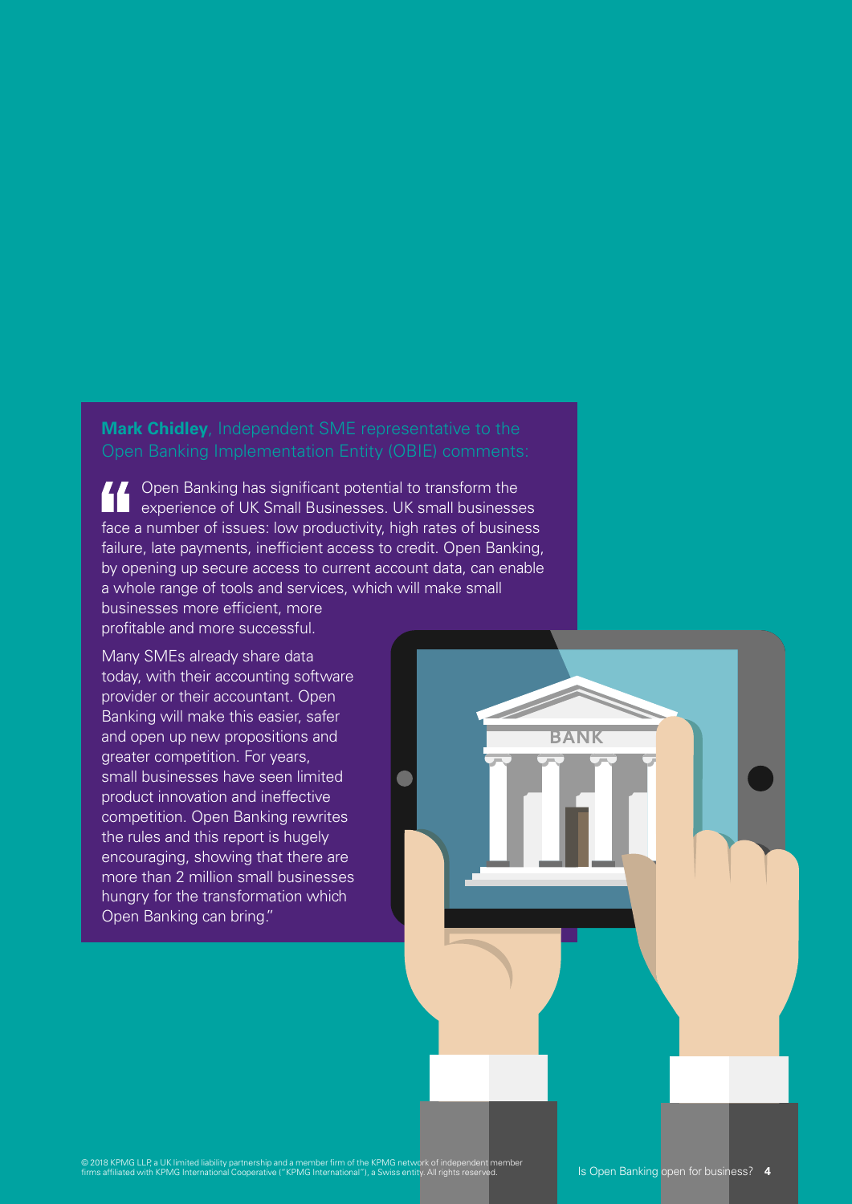**Mark Chidley**, Independent SME representative to the Open Banking Implementation Entity (OBIE) comments:

"Open Banking has significant potential to transform the experience of UK Small Businesses. UK small businesses face a number of issues: low productivity, high rates of business failure, late payments, inefficient access to credit. Open Banking, by opening up secure access to current account data, can enable a whole range of tools and services, which will make small businesses more efficient, more profitable and more successful.

Many SMEs already share data today, with their accounting software provider or their accountant. Open Banking will make this easier, safer and open up new propositions and greater competition. For years, small businesses have seen limited product innovation and ineffective competition. Open Banking rewrites the rules and this report is hugely encouraging, showing that there are more than 2 million small businesses hungry for the transformation which Open Banking can bring."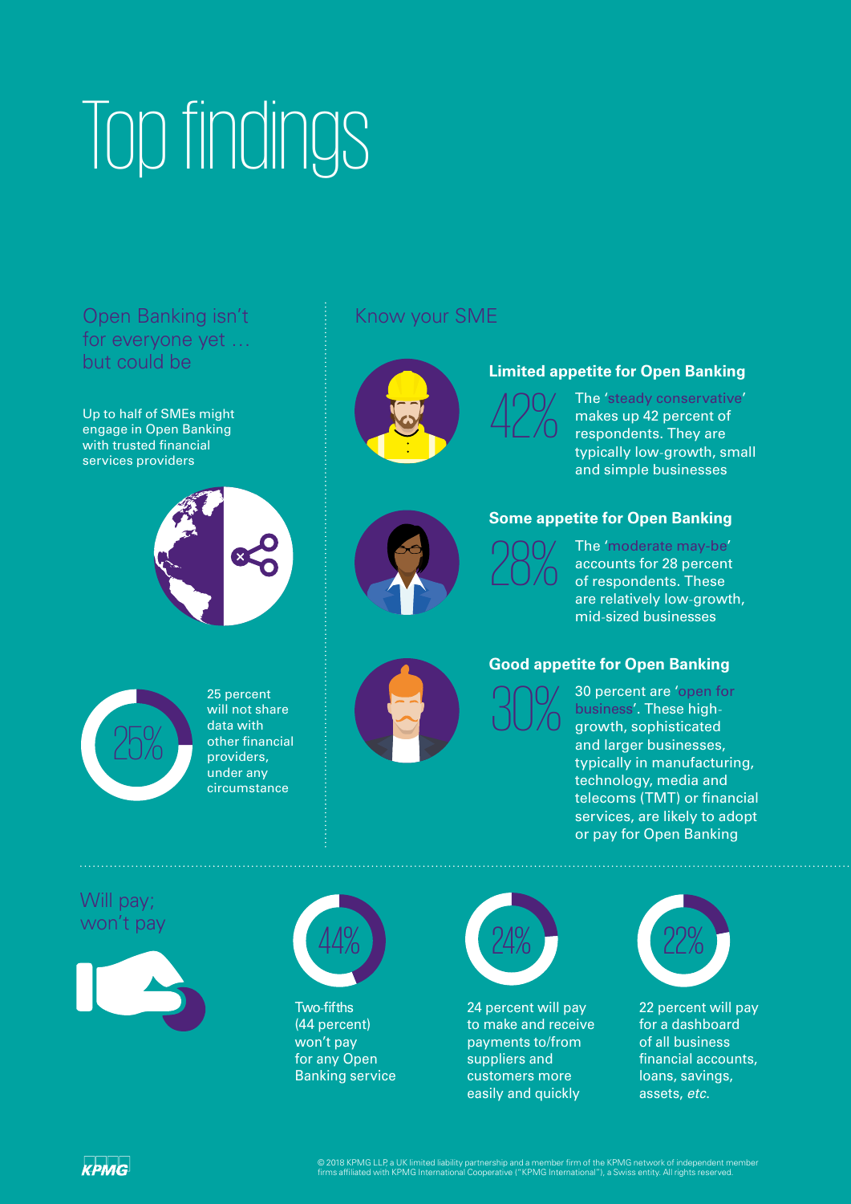# Top findings

## Open Banking isn't for everyone yet … but could be

Up to half of SMEs might engage in Open Banking with trusted financial services providers

25%

25 percent will not share data with other financial providers, under any circumstance

## Know your SME

### Limited appetite for Open Banking

42%

The 'steady conservative' makes up 42 percent of respondents. They are typically low-growth, small and simple businesses

### Some appetite for Open Banking

28%

The 'moderate may-be' accounts for 28 percent of respondents. These are relatively low-growth, mid-sized businesses

### Good appetite for Open Banking

30%

30 percent are 'open for business'. These high-growth, sophisticated and larger businesses, typically in manufacturing, technology, media and telecoms (TMT) or financial services, are likely to adopt or pay for Open Banking

## Will pay; won't pay

44%

Two-fifths (44 percent) won't pay for any Open Banking service

24%

24 percent will pay to make and receive payments to/from suppliers and customers more easily and quickly

22%

22 percent will pay for a dashboard of all business financial accounts, loans, savings, assets, *etc.*

© 2018 KPMG LLP, a UK limited liability partnership and a member firm of the KPMG network of independent member firms affiliated with KPMG International Cooperative ("KPMG International"), a Swiss entity. All rights reserved.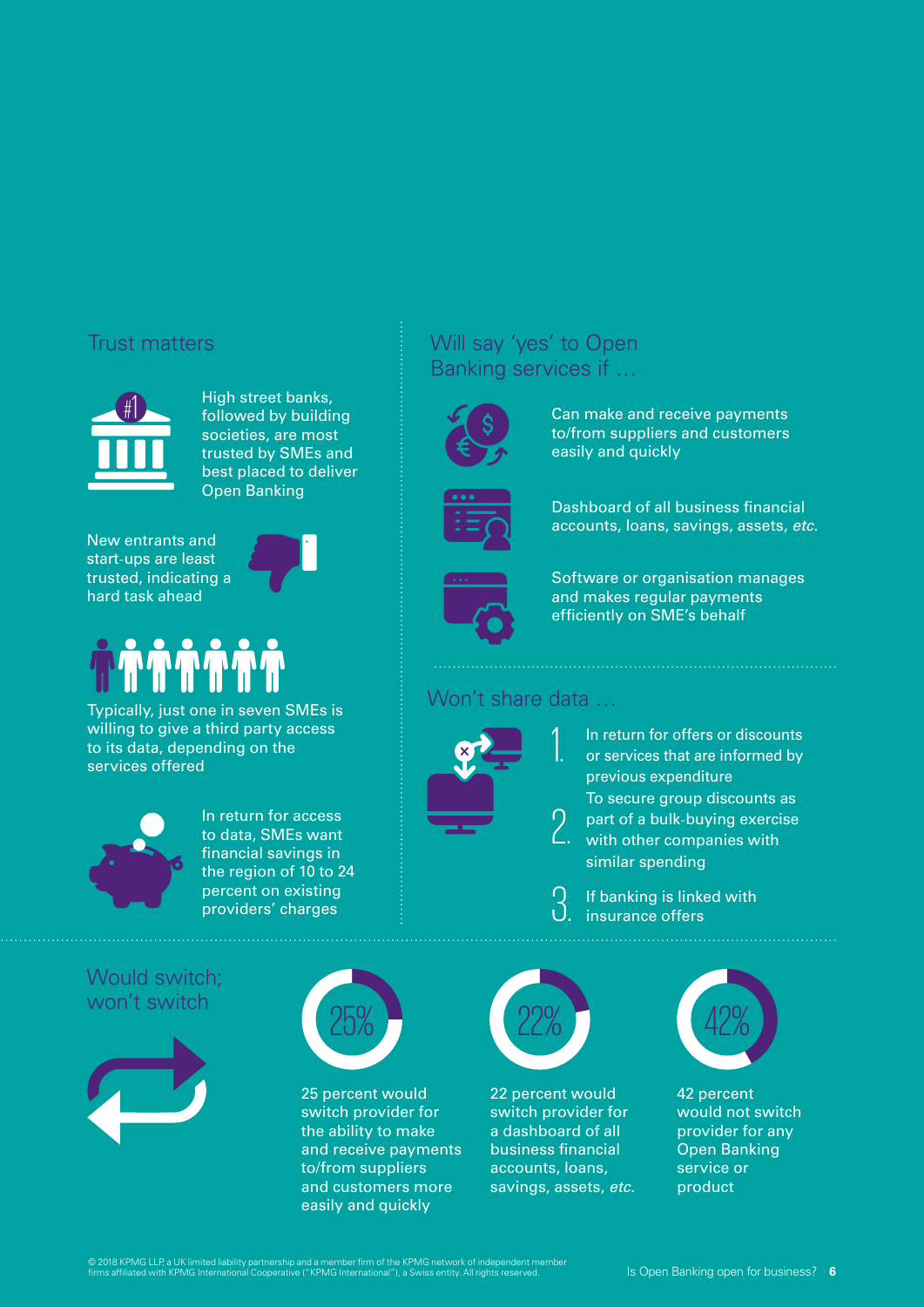## Trust matters

High street banks, followed by building societies, are most trusted by SMEs and best placed to deliver Open Banking

New entrants and start-ups are least trusted, indicating a hard task ahead

Typically, just one in seven SMEs is willing to give a third party access to its data, depending on the services offered

In return for access to data, SMEs want financial savings in the region of 10 to 24 percent on existing providers' charges

## Will say 'yes' to Open Banking services if …

- Can make and receive payments to/from suppliers and customers easily and quickly
- Dashboard of all business financial accounts, loans, savings, assets, *etc.*
- Software or organisation manages and makes regular payments efficiently on SME's behalf

## Won't share data …

1. In return for offers or discounts or services that are informed by previous expenditure
2. To secure group discounts as part of a bulk-buying exercise with other companies with similar spending
3. If banking is linked with insurance offers

## Would switch; won't switch

25%

25 percent would switch provider for the ability to make and receive payments to/from suppliers and customers more easily and quickly

22%

22 percent would switch provider for a dashboard of all business financial accounts, loans, savings, assets, *etc.*

42%

42 percent would not switch provider for any Open Banking service or product

© 2018 KPMG LLP, a UK limited liability partnership and a member firm of the KPMG network of independent member firms affiliated with KPMG International Cooperative ("KPMG International"), a Swiss entity. All rights reserved.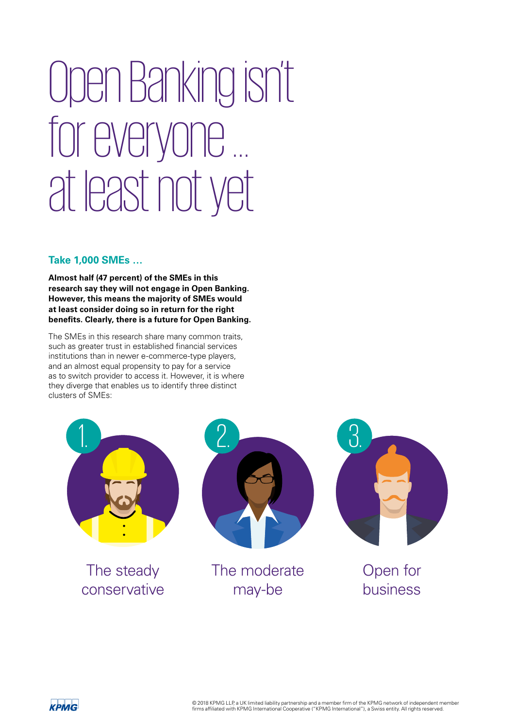# Open Banking isn't for everyone ... at least not yet

## Take 1,000 SMEs ...

**Almost half (47 percent) of the SMEs in this research say they will not engage in Open Banking. However, this means the majority of SMEs would at least consider doing so in return for the right benefits. Clearly, there is a future for Open Banking.**

The SMEs in this research share many common traits, such as greater trust in established financial services institutions than in newer e-commerce-type players, and an almost equal propensity to pay for a service as to switch provider to access it. However, it is where they diverge that enables us to identify three distinct clusters of SMEs:

1. The steady conservative
2. The moderate may-be
3. Open for business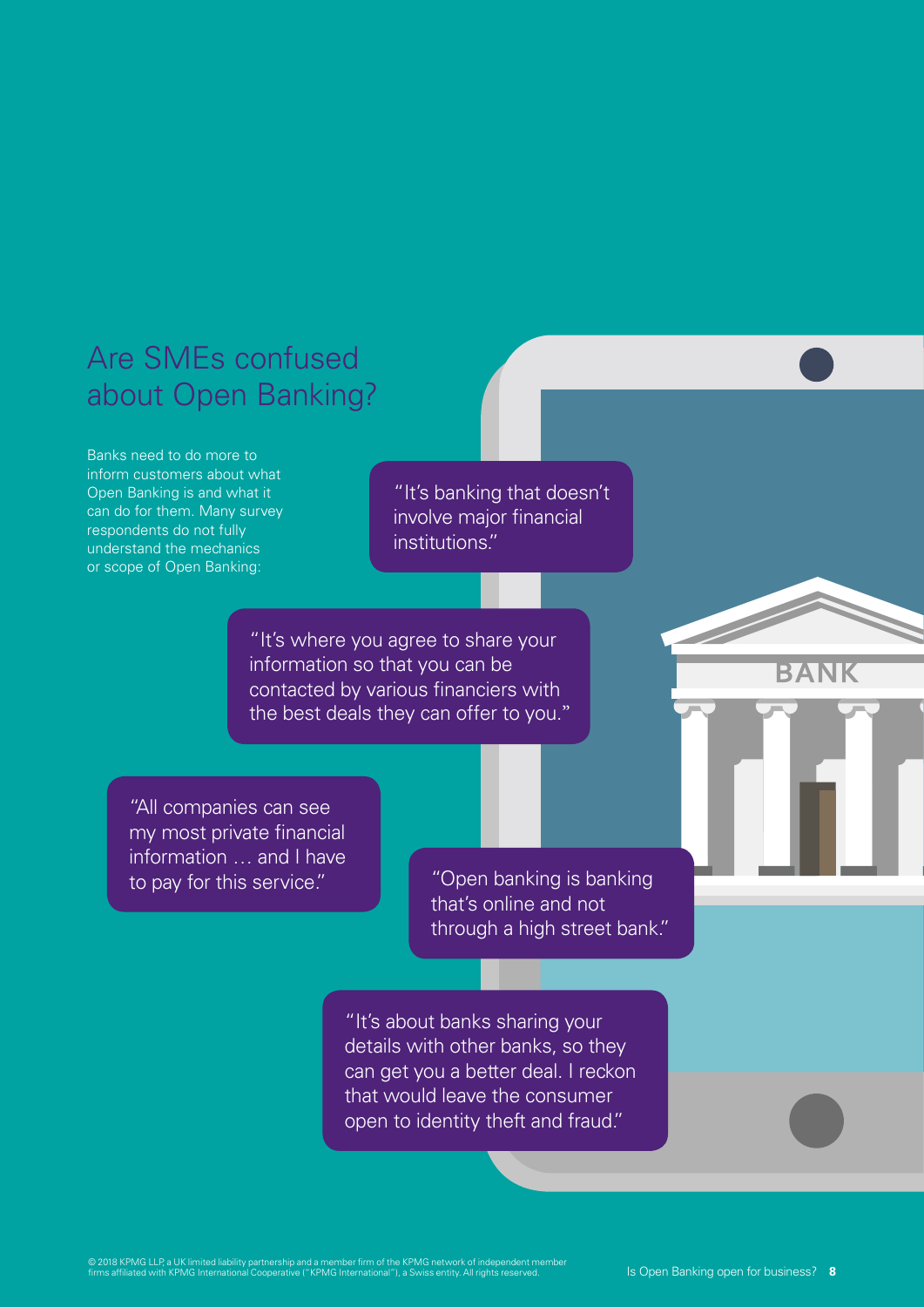# Are SMEs confused about Open Banking?

Banks need to do more to inform customers about what Open Banking is and what it can do for them. Many survey respondents do not fully understand the mechanics or scope of Open Banking:

"It's banking that doesn't involve major financial institutions."

"It's where you agree to share your information so that you can be contacted by various financiers with the best deals they can offer to you."

"All companies can see my most private financial information … and I have to pay for this service."

"Open banking is banking that's online and not through a high street bank."

"It's about banks sharing your details with other banks, so they can get you a better deal. I reckon that would leave the consumer open to identity theft and fraud."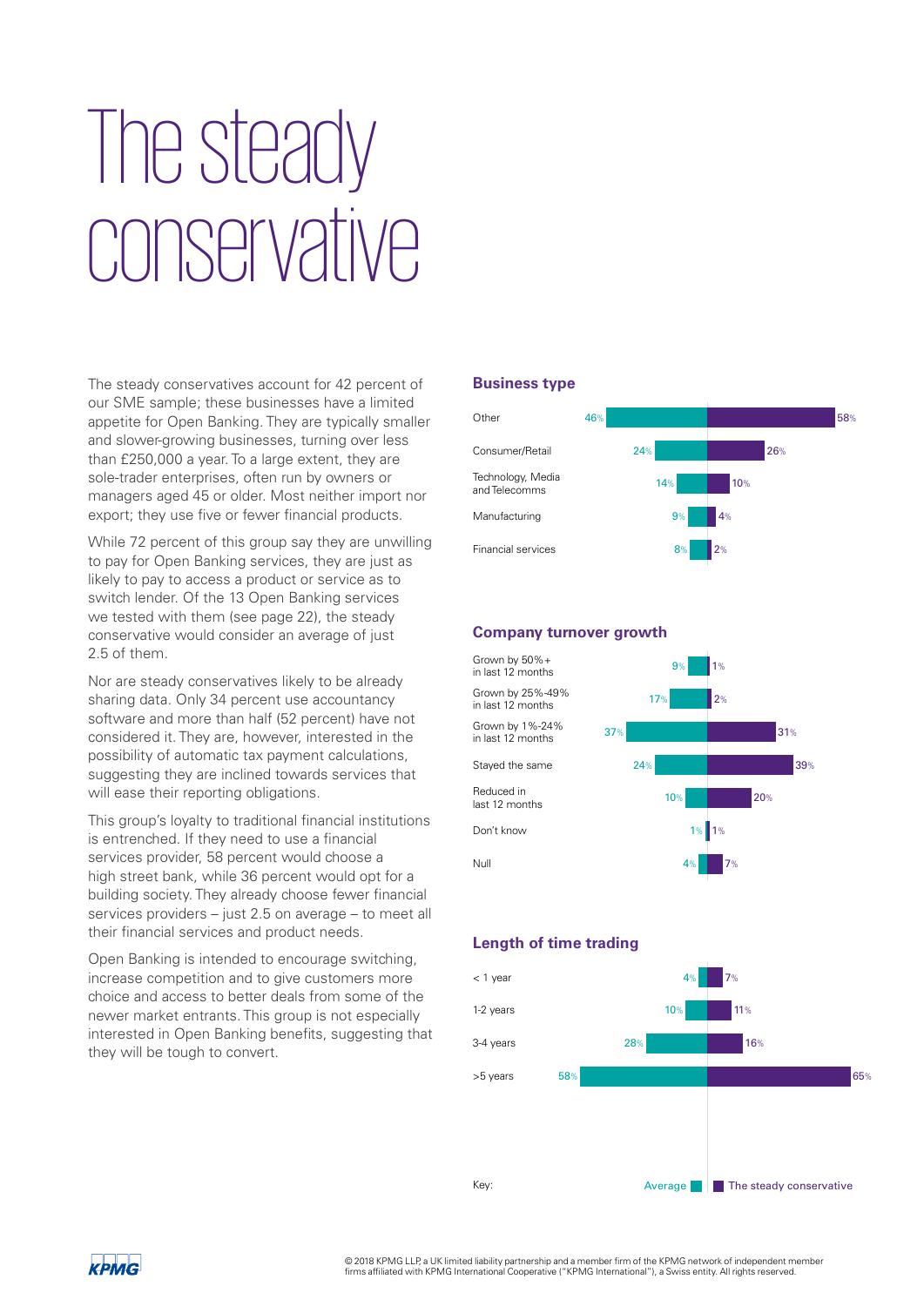# The steady conservative

The steady conservatives account for 42 percent of our SME sample; these businesses have a limited appetite for Open Banking. They are typically smaller and slower-growing businesses, turning over less than £250,000 a year. To a large extent, they are sole-trader enterprises, often run by owners or managers aged 45 or older. Most neither import nor export; they use five or fewer financial products.

While 72 percent of this group say they are unwilling to pay for Open Banking services, they are just as likely to pay to access a product or service as to switch lender. Of the 13 Open Banking services we tested with them (see page 22), the steady conservative would consider an average of just 2.5 of them.

Nor are steady conservatives likely to be already sharing data. Only 34 percent use accountancy software and more than half (52 percent) have not considered it. They are, however, interested in the possibility of automatic tax payment calculations, suggesting they are inclined towards services that will ease their reporting obligations.

This group's loyalty to traditional financial institutions is entrenched. If they need to use a financial services provider, 58 percent would choose a high street bank, while 36 percent would opt for a building society. They already choose fewer financial services providers – just 2.5 on average – to meet all their financial services and product needs.

Open Banking is intended to encourage switching, increase competition and to give customers more choice and access to better deals from some of the newer market entrants. This group is not especially interested in Open Banking benefits, suggesting that they will be tough to convert.

### Business type

| | Average | The steady conservative |
|---|---|---|
| Other | 46% | 58% |
| Consumer/Retail | 24% | 26% |
| Technology, Media and Telecomms | 14% | 10% |
| Manufacturing | 9% | 4% |
| Financial services | 8% | 2% |

### Company turnover growth

| | Average | The steady conservative |
|---|---|---|
| Grown by 50%+ in last 12 months | 9% | 1% |
| Grown by 25%-49% in last 12 months | 17% | 2% |
| Grown by 1%-24% in last 12 months | 37% | 31% |
| Stayed the same | 24% | 39% |
| Reduced in last 12 months | 10% | 20% |
| Don't know | 1% | 1% |
| Null | 4% | 7% |

### Length of time trading

| | Average | The steady conservative |
|---|---|---|
| < 1 year | 4% | 7% |
| 1-2 years | 10% | 11% |
| 3-4 years | 28% | 16% |
| >5 years | 58% | 65% |

Key: Average | The steady conservative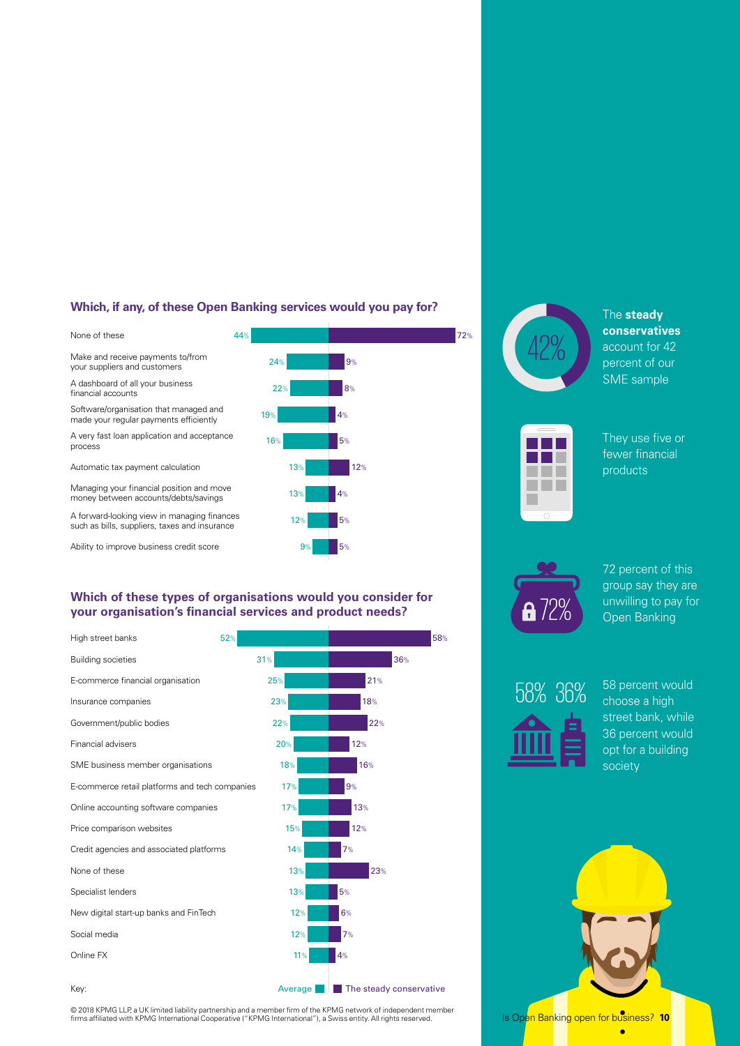### Which, if any, of these Open Banking services would you pay for?

| | Average | The steady conservative |
|---|---|---|
| None of these | 44% | 72% |
| Make and receive payments to/from your suppliers and customers | 24% | 9% |
| A dashboard of all your business financial accounts | 22% | 8% |
| Software/organisation that managed and made your regular payments efficiently | 19% | 4% |
| A very fast loan application and acceptance process | 16% | 5% |
| Automatic tax payment calculation | 13% | 12% |
| Managing your financial position and move money between accounts/debts/savings | 13% | 4% |
| A forward-looking view in managing finances such as bills, suppliers, taxes and insurance | 12% | 5% |
| Ability to improve business credit score | 9% | 5% |

### Which of these types of organisations would you consider for your organisation's financial services and product needs?

| | Average | The steady conservative |
|---|---|---|
| High street banks | 52% | 58% |
| Building societies | 31% | 36% |
| E-commerce financial organisation | 25% | 21% |
| Insurance companies | 23% | 18% |
| Government/public bodies | 22% | 22% |
| Financial advisers | 20% | 12% |
| SME business member organisations | 18% | 16% |
| E-commerce retail platforms and tech companies | 17% | 9% |
| Online accounting software companies | 17% | 13% |
| Price comparison websites | 15% | 12% |
| Credit agencies and associated platforms | 14% | 7% |
| None of these | 13% | 23% |
| Specialist lenders | 13% | 5% |
| New digital start-up banks and FinTech | 12% | 6% |
| Social media | 12% | 7% |
| Online FX | 11% | 4% |

Key: Average | The steady conservative

© 2018 KPMG LLP, a UK limited liability partnership and a member firm of the KPMG network of independent member firms affiliated with KPMG International Cooperative ("KPMG International"), a Swiss entity. All rights reserved.

42%

The **steady conservatives** account for 42 percent of our SME sample

They use five or fewer financial products

72%

72 percent of this group say they are unwilling to pay for Open Banking

58% 36%

58 percent would choose a high street bank, while 36 percent would opt for a building society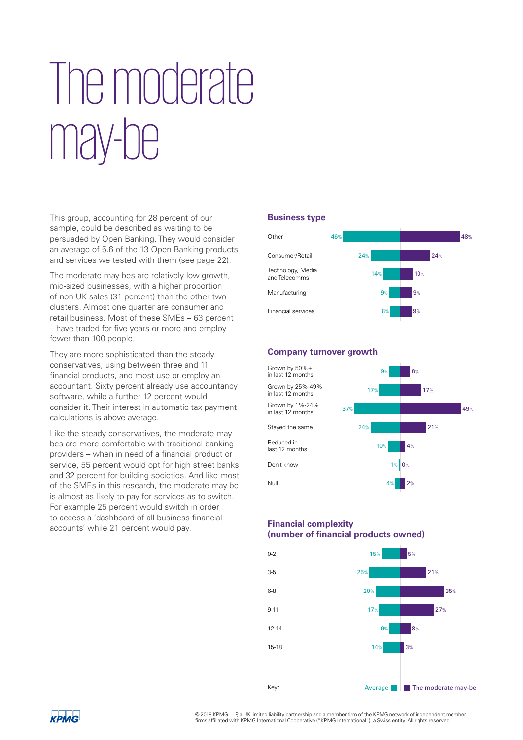# The moderate may-be

This group, accounting for 28 percent of our sample, could be described as waiting to be persuaded by Open Banking. They would consider an average of 5.6 of the 13 Open Banking products and services we tested with them (see page 22).

The moderate may-bes are relatively low-growth, mid-sized businesses, with a higher proportion of non-UK sales (31 percent) than the other two clusters. Almost one quarter are consumer and retail business. Most of these SMEs – 63 percent – have traded for five years or more and employ fewer than 100 people.

They are more sophisticated than the steady conservatives, using between three and 11 financial products, and most use or employ an accountant. Sixty percent already use accountancy software, while a further 12 percent would consider it. Their interest in automatic tax payment calculations is above average.

Like the steady conservatives, the moderate may-bes are more comfortable with traditional banking providers – when in need of a financial product or service, 55 percent would opt for high street banks and 32 percent for building societies. And like most of the SMEs in this research, the moderate may-be is almost as likely to pay for services as to switch. For example 25 percent would switch in order to access a 'dashboard of all business financial accounts' while 21 percent would pay.

### Business type

| | Average | The moderate may-be |
|---|---|---|
| Other | 46% | 48% |
| Consumer/Retail | 24% | 24% |
| Technology, Media and Telecomms | 14% | 10% |
| Manufacturing | 9% | 9% |
| Financial services | 8% | 9% |

### Company turnover growth

| | Average | The moderate may-be |
|---|---|---|
| Grown by 50%+ in last 12 months | 9% | 8% |
| Grown by 25%-49% in last 12 months | 17% | 17% |
| Grown by 1%-24% in last 12 months | 37% | 49% |
| Stayed the same | 24% | 21% |
| Reduced in last 12 months | 10% | 4% |
| Don't know | 1% | 0% |
| Null | 4% | 2% |

### Financial complexity (number of financial products owned)

| | Average | The moderate may-be |
|---|---|---|
| 0-2 | 15% | 5% |
| 3-5 | 25% | 21% |
| 6-8 | 20% | 35% |
| 9-11 | 17% | 27% |
| 12-14 | 9% | 8% |
| 15-18 | 14% | 3% |

Key: Average | The moderate may-be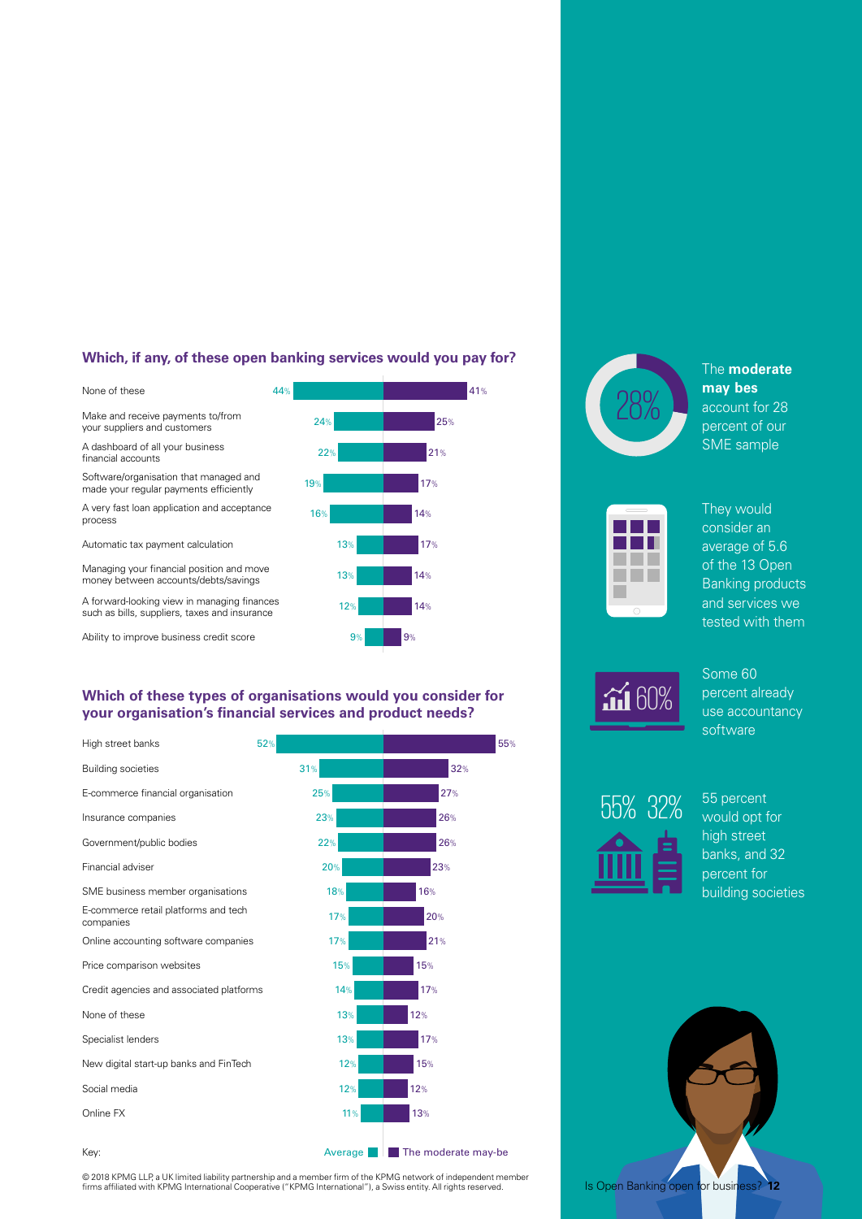## Which, if any, of these open banking services would you pay for?

| Service | Average | The moderate may-be |
|---|---|---|
| None of these | 44% | 41% |
| Make and receive payments to/from your suppliers and customers | 24% | 25% |
| A dashboard of all your business financial accounts | 22% | 21% |
| Software/organisation that managed and made your regular payments efficiently | 19% | 17% |
| A very fast loan application and acceptance process | 16% | 14% |
| Automatic tax payment calculation | 13% | 17% |
| Managing your financial position and move money between accounts/debts/savings | 13% | 14% |
| A forward-looking view in managing finances such as bills, suppliers, taxes and insurance | 12% | 14% |
| Ability to improve business credit score | 9% | 9% |

## Which of these types of organisations would you consider for your organisation's financial services and product needs?

| Organisation | Average | The moderate may-be |
|---|---|---|
| High street banks | 52% | 55% |
| Building societies | 31% | 32% |
| E-commerce financial organisation | 25% | 27% |
| Insurance companies | 23% | 26% |
| Government/public bodies | 22% | 26% |
| Financial adviser | 20% | 23% |
| SME business member organisations | 18% | 16% |
| E-commerce retail platforms and tech companies | 17% | 20% |
| Online accounting software companies | 17% | 21% |
| Price comparison websites | 15% | 15% |
| Credit agencies and associated platforms | 14% | 17% |
| None of these | 13% | 12% |
| Specialist lenders | 13% | 17% |
| New digital start-up banks and FinTech | 12% | 15% |
| Social media | 12% | 12% |
| Online FX | 11% | 13% |

Key: Average | The moderate may-be

28%

The **moderate may bes** account for 28 percent of our SME sample

They would consider an average of 5.6 of the 13 Open Banking products and services we tested with them

60%

Some 60 percent already use accountancy software

55% 32%

55 percent would opt for high street banks, and 32 percent for building societies

© 2018 KPMG LLP, a UK limited liability partnership and a member firm of the KPMG network of independent member firms affiliated with KPMG International Cooperative ("KPMG International"), a Swiss entity. All rights reserved.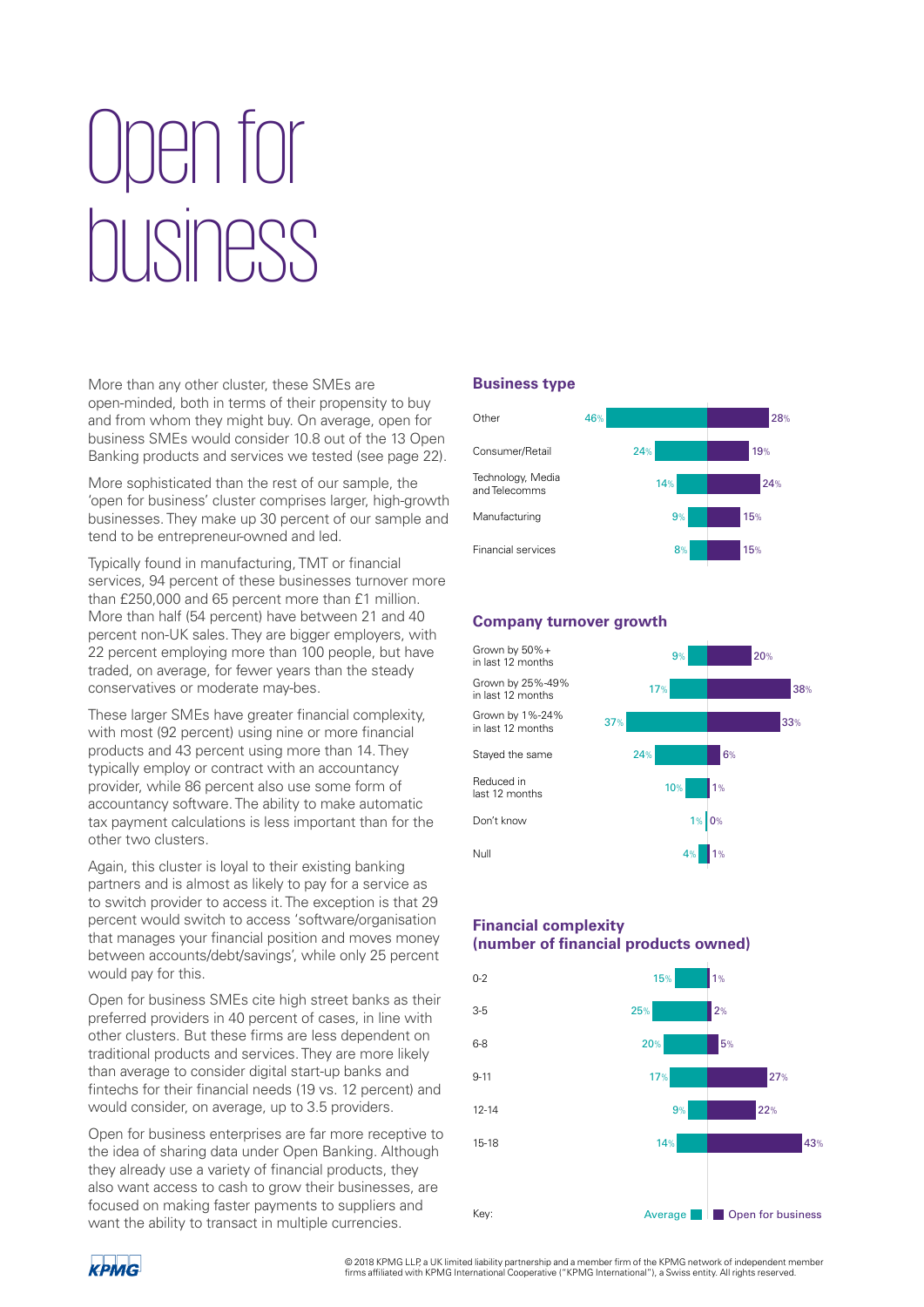# Open for business

More than any other cluster, these SMEs are open-minded, both in terms of their propensity to buy and from whom they might buy. On average, open for business SMEs would consider 10.8 out of the 13 Open Banking products and services we tested (see page 22).

More sophisticated than the rest of our sample, the 'open for business' cluster comprises larger, high-growth businesses. They make up 30 percent of our sample and tend to be entrepreneur-owned and led.

Typically found in manufacturing, TMT or financial services, 94 percent of these businesses turnover more than £250,000 and 65 percent more than £1 million. More than half (54 percent) have between 21 and 40 percent non-UK sales. They are bigger employers, with 22 percent employing more than 100 people, but have traded, on average, for fewer years than the steady conservatives or moderate may-bes.

These larger SMEs have greater financial complexity, with most (92 percent) using nine or more financial products and 43 percent using more than 14. They typically employ or contract with an accountancy provider, while 86 percent also use some form of accountancy software. The ability to make automatic tax payment calculations is less important than for the other two clusters.

Again, this cluster is loyal to their existing banking partners and is almost as likely to pay for a service as to switch provider to access it. The exception is that 29 percent would switch to access 'software/organisation that manages your financial position and moves money between accounts/debt/savings', while only 25 percent would pay for this.

Open for business SMEs cite high street banks as their preferred providers in 40 percent of cases, in line with other clusters. But these firms are less dependent on traditional products and services. They are more likely than average to consider digital start-up banks and fintechs for their financial needs (19 vs. 12 percent) and would consider, on average, up to 3.5 providers.

Open for business enterprises are far more receptive to the idea of sharing data under Open Banking. Although they already use a variety of financial products, they also want access to cash to grow their businesses, are focused on making faster payments to suppliers and want the ability to transact in multiple currencies.

### Business type

| | Average | Open for business |
|---|---|---|
| Other | 46% | 28% |
| Consumer/Retail | 24% | 19% |
| Technology, Media and Telecomms | 14% | 24% |
| Manufacturing | 9% | 15% |
| Financial services | 8% | 15% |

### Company turnover growth

| | Average | Open for business |
|---|---|---|
| Grown by 50%+ in last 12 months | 9% | 20% |
| Grown by 25%-49% in last 12 months | 17% | 38% |
| Grown by 1%-24% in last 12 months | 37% | 33% |
| Stayed the same | 24% | 6% |
| Reduced in last 12 months | 10% | 1% |
| Don't know | 1% | 0% |
| Null | 4% | 1% |

### Financial complexity (number of financial products owned)

| | Average | Open for business |
|---|---|---|
| 0-2 | 15% | 1% |
| 3-5 | 25% | 2% |
| 6-8 | 20% | 5% |
| 9-11 | 17% | 27% |
| 12-14 | 9% | 22% |
| 15-18 | 14% | 43% |

Key: Average | Open for business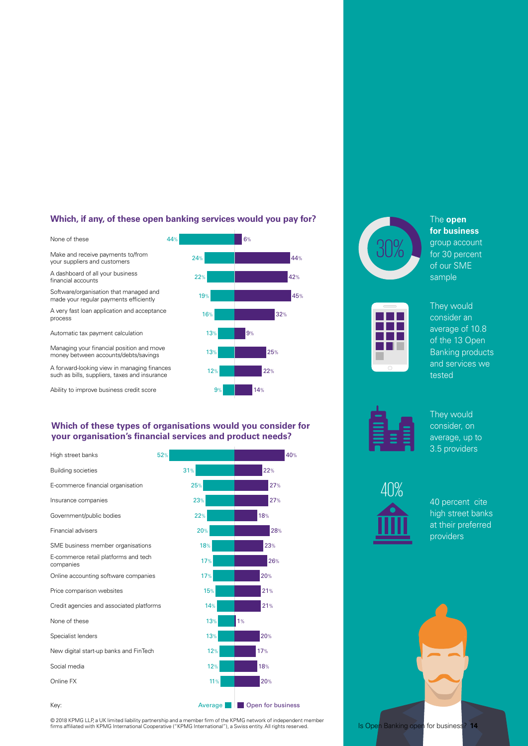### Which, if any, of these open banking services would you pay for?

| Service | Average | Open for business |
| --- | --- | --- |
| None of these | 44% | 6% |
| Make and receive payments to/from your suppliers and customers | 24% | 44% |
| A dashboard of all your business financial accounts | 22% | 42% |
| Software/organisation that managed and made your regular payments efficiently | 19% | 45% |
| A very fast loan application and acceptance process | 16% | 32% |
| Automatic tax payment calculation | 13% | 9% |
| Managing your financial position and move money between accounts/debts/savings | 13% | 25% |
| A forward-looking view in managing finances such as bills, suppliers, taxes and insurance | 12% | 22% |
| Ability to improve business credit score | 9% | 14% |

### Which of these types of organisations would you consider for your organisation's financial services and product needs?

| Organisation | Average | Open for business |
| --- | --- | --- |
| High street banks | 52% | 40% |
| Building societies | 31% | 22% |
| E-commerce financial organisation | 25% | 27% |
| Insurance companies | 23% | 27% |
| Government/public bodies | 22% | 18% |
| Financial advisers | 20% | 28% |
| SME business member organisations | 18% | 23% |
| E-commerce retail platforms and tech companies | 17% | 26% |
| Online accounting software companies | 17% | 20% |
| Price comparison websites | 15% | 21% |
| Credit agencies and associated platforms | 14% | 21% |
| None of these | 13% | 1% |
| Specialist lenders | 13% | 20% |
| New digital start-up banks and FinTech | 12% | 17% |
| Social media | 12% | 18% |
| Online FX | 11% | 20% |

Key: Average | Open for business

30% — The **open for business** group account for 30 percent of our SME sample

They would consider an average of 10.8 of the 13 Open Banking products and services we tested

They would consider, on average, up to 3.5 providers

40% — 40 percent cite high street banks at their preferred providers

© 2018 KPMG LLP, a UK limited liability partnership and a member firm of the KPMG network of independent member firms affiliated with KPMG International Cooperative ("KPMG International"), a Swiss entity. All rights reserved.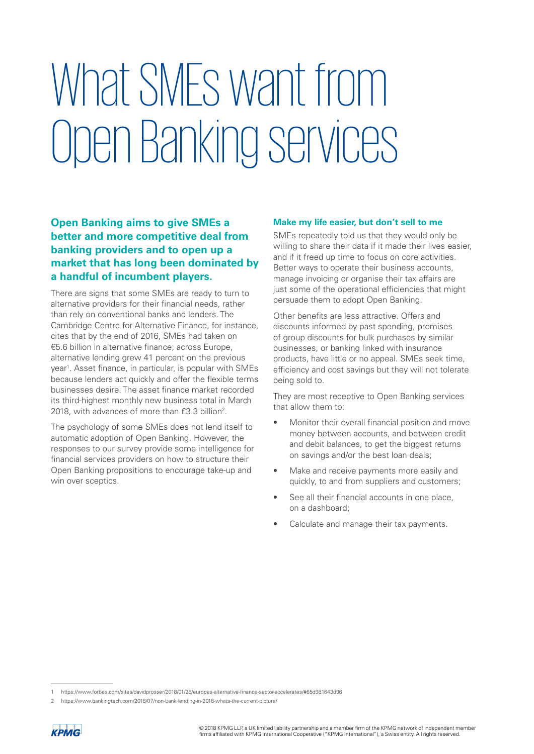# What SMEs want from Open Banking services

**Open Banking aims to give SMEs a better and more competitive deal from banking providers and to open up a market that has long been dominated by a handful of incumbent players.**

There are signs that some SMEs are ready to turn to alternative providers for their financial needs, rather than rely on conventional banks and lenders. The Cambridge Centre for Alternative Finance, for instance, cites that by the end of 2016, SMEs had taken on €5.6 billion in alternative finance; across Europe, alternative lending grew 41 percent on the previous year[1]. Asset finance, in particular, is popular with SMEs because lenders act quickly and offer the flexible terms businesses desire. The asset finance market recorded its third-highest monthly new business total in March 2018, with advances of more than £3.3 billion[2].

The psychology of some SMEs does not lend itself to automatic adoption of Open Banking. However, the responses to our survey provide some intelligence for financial services providers on how to structure their Open Banking propositions to encourage take-up and win over sceptics.

### Make my life easier, but don't sell to me

SMEs repeatedly told us that they would only be willing to share their data if it made their lives easier, and if it freed up time to focus on core activities. Better ways to operate their business accounts, manage invoicing or organise their tax affairs are just some of the operational efficiencies that might persuade them to adopt Open Banking.

Other benefits are less attractive. Offers and discounts informed by past spending, promises of group discounts for bulk purchases by similar businesses, or banking linked with insurance products, have little or no appeal. SMEs seek time, efficiency and cost savings but they will not tolerate being sold to.

They are most receptive to Open Banking services that allow them to:

- Monitor their overall financial position and move money between accounts, and between credit and debit balances, to get the biggest returns on savings and/or the best loan deals;
- Make and receive payments more easily and quickly, to and from suppliers and customers;
- See all their financial accounts in one place, on a dashboard;
- Calculate and manage their tax payments.

---

1 https://www.forbes.com/sites/davidprosser/2018/01/26/europes-alternative-finance-sector-accelerates/#65d981643d96

2 https://www.bankingtech.com/2018/07/non-bank-lending-in-2018-whats-the-current-picture/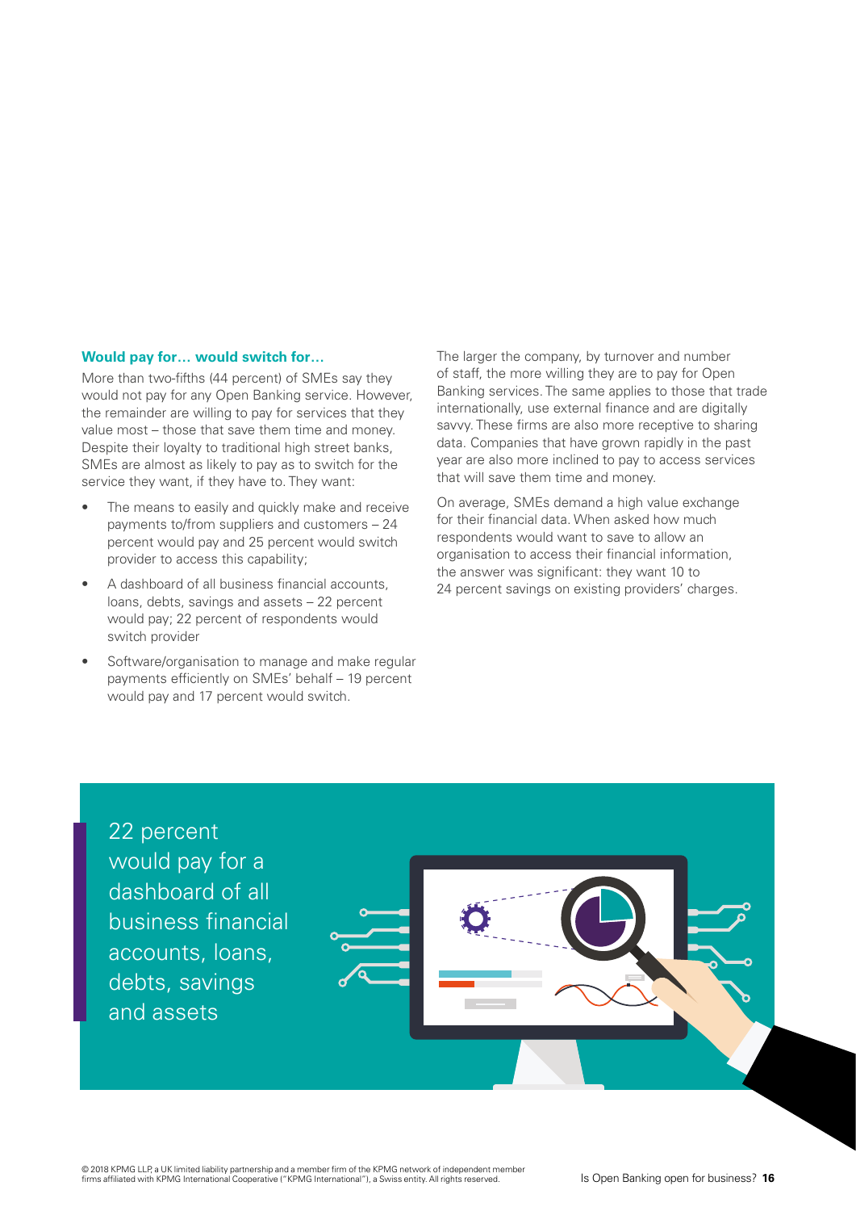### Would pay for… would switch for…

More than two-fifths (44 percent) of SMEs say they would not pay for any Open Banking service. However, the remainder are willing to pay for services that they value most – those that save them time and money. Despite their loyalty to traditional high street banks, SMEs are almost as likely to pay as to switch for the service they want, if they have to. They want:

- The means to easily and quickly make and receive payments to/from suppliers and customers – 24 percent would pay and 25 percent would switch provider to access this capability;
- A dashboard of all business financial accounts, loans, debts, savings and assets – 22 percent would pay; 22 percent of respondents would switch provider
- Software/organisation to manage and make regular payments efficiently on SMEs' behalf – 19 percent would pay and 17 percent would switch.

The larger the company, by turnover and number of staff, the more willing they are to pay for Open Banking services. The same applies to those that trade internationally, use external finance and are digitally savvy. These firms are also more receptive to sharing data. Companies that have grown rapidly in the past year are also more inclined to pay to access services that will save them time and money.

On average, SMEs demand a high value exchange for their financial data. When asked how much respondents would want to save to allow an organisation to access their financial information, the answer was significant: they want 10 to 24 percent savings on existing providers' charges.

22 percent would pay for a dashboard of all business financial accounts, loans, debts, savings and assets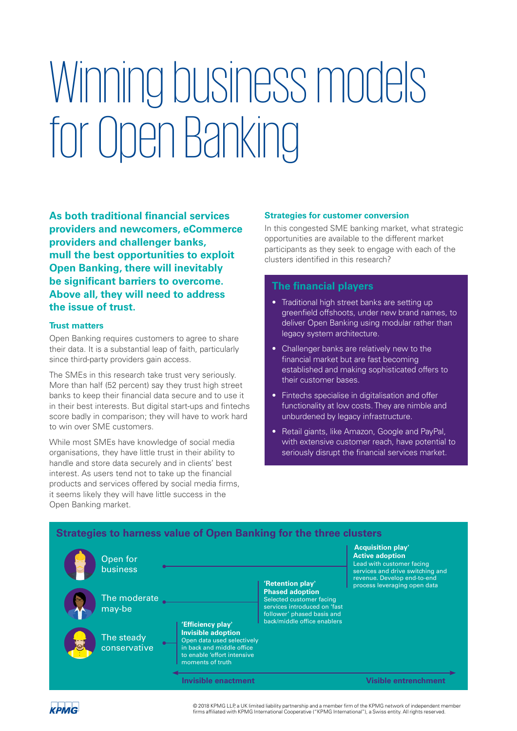# Winning business models for Open Banking

**As both traditional financial services providers and newcomers, eCommerce providers and challenger banks, mull the best opportunities to exploit Open Banking, there will inevitably be significant barriers to overcome. Above all, they will need to address the issue of trust.**

### Trust matters

Open Banking requires customers to agree to share their data. It is a substantial leap of faith, particularly since third-party providers gain access.

The SMEs in this research take trust very seriously. More than half (52 percent) say they trust high street banks to keep their financial data secure and to use it in their best interests. But digital start-ups and fintechs score badly in comparison; they will have to work hard to win over SME customers.

While most SMEs have knowledge of social media organisations, they have little trust in their ability to handle and store data securely and in clients' best interest. As users tend not to take up the financial products and services offered by social media firms, it seems likely they will have little success in the Open Banking market.

### Strategies for customer conversion

In this congested SME banking market, what strategic opportunities are available to the different market participants as they seek to engage with each of the clusters identified in this research?

## The financial players

- Traditional high street banks are setting up greenfield offshoots, under new brand names, to deliver Open Banking using modular rather than legacy system architecture.
- Challenger banks are relatively new to the financial market but are fast becoming established and making sophisticated offers to their customer bases.
- Fintechs specialise in digitalisation and offer functionality at low costs. They are nimble and unburdened by legacy infrastructure.
- Retail giants, like Amazon, Google and PayPal, with extensive customer reach, have potential to seriously disrupt the financial services market.

## Strategies to harness value of Open Banking for the three clusters

**Open for business** → **Acquisition play' Active adoption**
Lead with customer facing services and drive switching and revenue. Develop end-to-end process leveraging open data

**The moderate may-be** → **'Retention play' Phased adoption**
Selected customer facing services introduced on 'fast follower' phased basis and back/middle office enablers

**The steady conservative** → **'Efficiency play' Invisible adoption**
Open data used selectively in back and middle office to enable 'effort intensive moments of truth

Invisible enactment ← → Visible entrenchment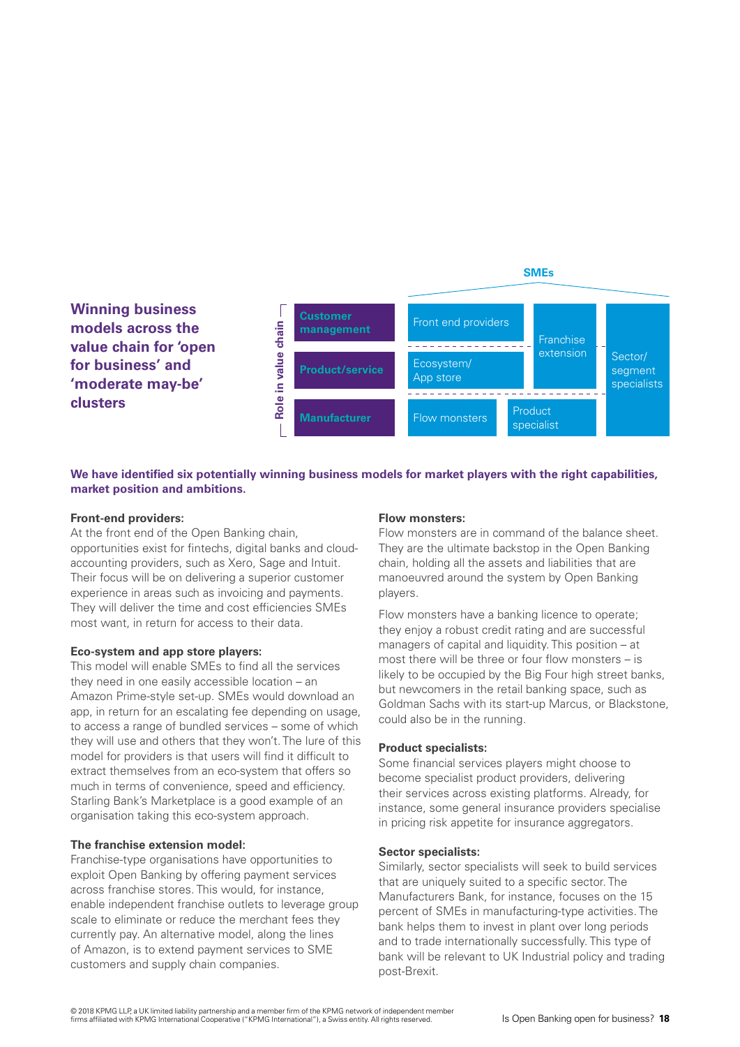## Winning business models across the value chain for 'open for business' and 'moderate may-be' clusters

| Role in value chain | SMEs | | |
|---|---|---|---|
| Customer management | Front end providers | Franchise extension | Sector/ segment specialists |
| Product/service | Ecosystem/ App store | | |
| Manufacturer | Flow monsters | Product specialist | |

**We have identified six potentially winning business models for market players with the right capabilities, market position and ambitions.**

**Front-end providers:**
At the front end of the Open Banking chain, opportunities exist for fintechs, digital banks and cloud-accounting providers, such as Xero, Sage and Intuit. Their focus will be on delivering a superior customer experience in areas such as invoicing and payments. They will deliver the time and cost efficiencies SMEs most want, in return for access to their data.

**Eco-system and app store players:**
This model will enable SMEs to find all the services they need in one easily accessible location – an Amazon Prime-style set-up. SMEs would download an app, in return for an escalating fee depending on usage, to access a range of bundled services – some of which they will use and others that they won't. The lure of this model for providers is that users will find it difficult to extract themselves from an eco-system that offers so much in terms of convenience, speed and efficiency. Starling Bank's Marketplace is a good example of an organisation taking this eco-system approach.

**The franchise extension model:**
Franchise-type organisations have opportunities to exploit Open Banking by offering payment services across franchise stores. This would, for instance, enable independent franchise outlets to leverage group scale to eliminate or reduce the merchant fees they currently pay. An alternative model, along the lines of Amazon, is to extend payment services to SME customers and supply chain companies.

**Flow monsters:**
Flow monsters are in command of the balance sheet. They are the ultimate backstop in the Open Banking chain, holding all the assets and liabilities that are manoeuvred around the system by Open Banking players.

Flow monsters have a banking licence to operate; they enjoy a robust credit rating and are successful managers of capital and liquidity. This position – at most there will be three or four flow monsters – is likely to be occupied by the Big Four high street banks, but newcomers in the retail banking space, such as Goldman Sachs with its start-up Marcus, or Blackstone, could also be in the running.

**Product specialists:**
Some financial services players might choose to become specialist product providers, delivering their services across existing platforms. Already, for instance, some general insurance providers specialise in pricing risk appetite for insurance aggregators.

**Sector specialists:**
Similarly, sector specialists will seek to build services that are uniquely suited to a specific sector. The Manufacturers Bank, for instance, focuses on the 15 percent of SMEs in manufacturing-type activities. The bank helps them to invest in plant over long periods and to trade internationally successfully. This type of bank will be relevant to UK Industrial policy and trading post-Brexit.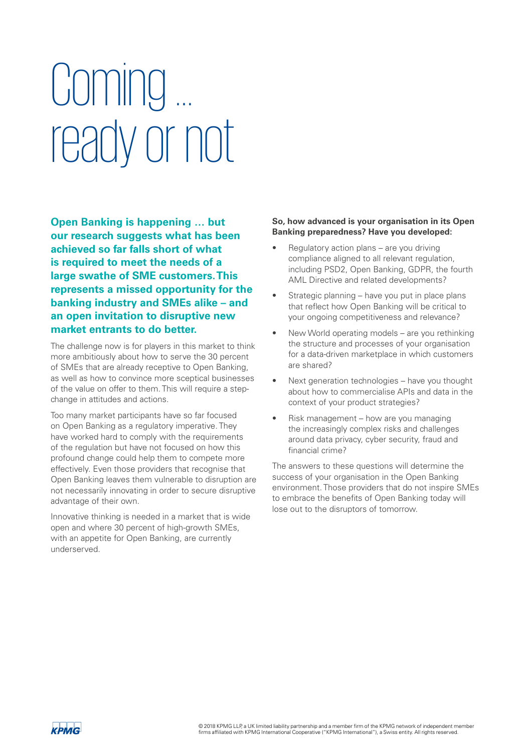# Coming ... ready or not

**Open Banking is happening … but our research suggests what has been achieved so far falls short of what is required to meet the needs of a large swathe of SME customers. This represents a missed opportunity for the banking industry and SMEs alike – and an open invitation to disruptive new market entrants to do better.**

The challenge now is for players in this market to think more ambitiously about how to serve the 30 percent of SMEs that are already receptive to Open Banking, as well as how to convince more sceptical businesses of the value on offer to them. This will require a step-change in attitudes and actions.

Too many market participants have so far focused on Open Banking as a regulatory imperative. They have worked hard to comply with the requirements of the regulation but have not focused on how this profound change could help them to compete more effectively. Even those providers that recognise that Open Banking leaves them vulnerable to disruption are not necessarily innovating in order to secure disruptive advantage of their own.

Innovative thinking is needed in a market that is wide open and where 30 percent of high-growth SMEs, with an appetite for Open Banking, are currently underserved.

**So, how advanced is your organisation in its Open Banking preparedness? Have you developed:**

- Regulatory action plans – are you driving compliance aligned to all relevant regulation, including PSD2, Open Banking, GDPR, the fourth AML Directive and related developments?
- Strategic planning – have you put in place plans that reflect how Open Banking will be critical to your ongoing competitiveness and relevance?
- New World operating models – are you rethinking the structure and processes of your organisation for a data-driven marketplace in which customers are shared?
- Next generation technologies – have you thought about how to commercialise APIs and data in the context of your product strategies?
- Risk management – how are you managing the increasingly complex risks and challenges around data privacy, cyber security, fraud and financial crime?

The answers to these questions will determine the success of your organisation in the Open Banking environment. Those providers that do not inspire SMEs to embrace the benefits of Open Banking today will lose out to the disruptors of tomorrow.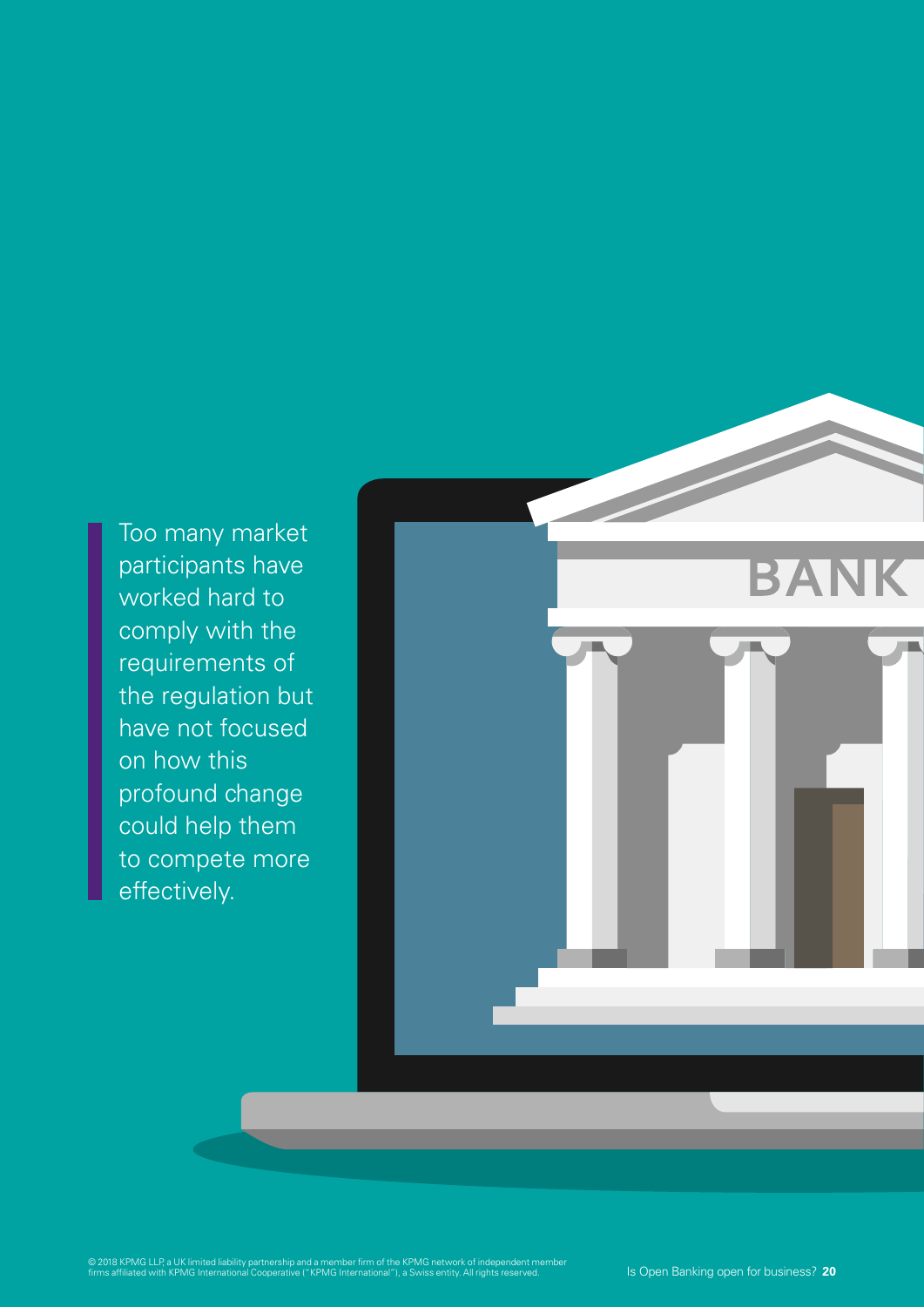Too many market participants have worked hard to comply with the requirements of the regulation but have not focused on how this profound change could help them to compete more effectively.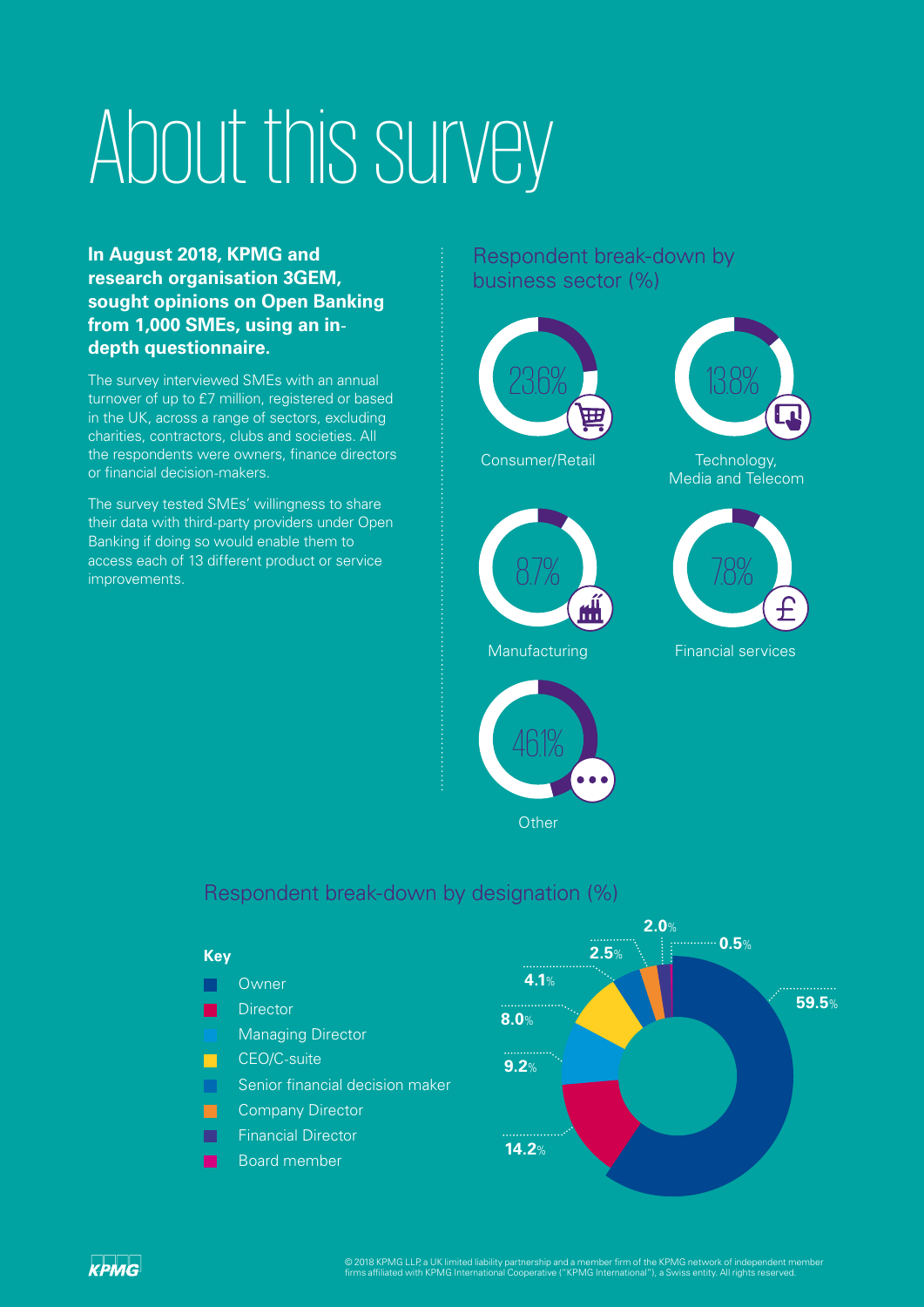# About this survey

**In August 2018, KPMG and research organisation 3GEM, sought opinions on Open Banking from 1,000 SMEs, using an in-depth questionnaire.**

The survey interviewed SMEs with an annual turnover of up to £7 million, registered or based in the UK, across a range of sectors, excluding charities, contractors, clubs and societies. All the respondents were owners, finance directors or financial decision-makers.

The survey tested SMEs' willingness to share their data with third-party providers under Open Banking if doing so would enable them to access each of 13 different product or service improvements.

## Respondent break-down by business sector (%)

| Sector | % |
|---|---|
| Consumer/Retail | 23.6% |
| Technology, Media and Telecom | 13.8% |
| Manufacturing | 8.7% |
| Financial services | 7.8% |
| Other | 46.1% |

## Respondent break-down by designation (%)

| Designation | % |
|---|---|
| Owner | 59.5% |
| Director | 14.2% |
| Managing Director | 9.2% |
| CEO/C-suite | 8.0% |
| Senior financial decision maker | 4.1% |
| Company Director | 2.5% |
| Financial Director | 2.0% |
| Board member | 0.5% |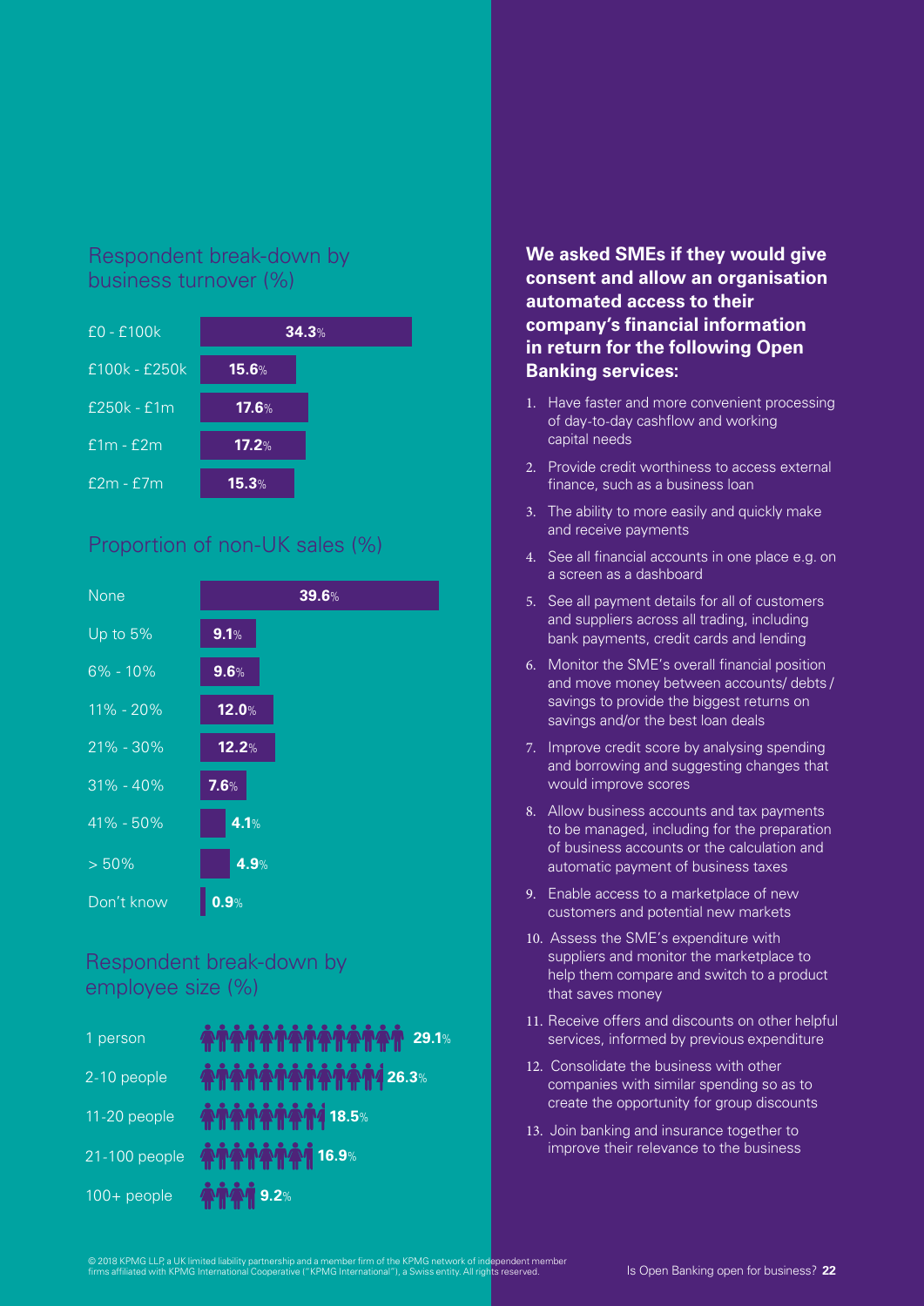## Respondent break-down by business turnover (%)

| Turnover | % |
|---|---|
| £0 - £100k | 34.3% |
| £100k - £250k | 15.6% |
| £250k - £1m | 17.6% |
| £1m - £2m | 17.2% |
| £2m - £7m | 15.3% |

## Proportion of non-UK sales (%)

| Non-UK sales | % |
|---|---|
| None | 39.6% |
| Up to 5% | 9.1% |
| 6% - 10% | 9.6% |
| 11% - 20% | 12.0% |
| 21% - 30% | 12.2% |
| 31% - 40% | 7.6% |
| 41% - 50% | 4.1% |
| > 50% | 4.9% |
| Don't know | 0.9% |

## Respondent break-down by employee size (%)

| Employee size | % |
|---|---|
| 1 person | 29.1% |
| 2-10 people | 26.3% |
| 11-20 people | 18.5% |
| 21-100 people | 16.9% |
| 100+ people | 9.2% |

**We asked SMEs if they would give consent and allow an organisation automated access to their company's financial information in return for the following Open Banking services:**

1. Have faster and more convenient processing of day-to-day cashflow and working capital needs
2. Provide credit worthiness to access external finance, such as a business loan
3. The ability to more easily and quickly make and receive payments
4. See all financial accounts in one place e.g. on a screen as a dashboard
5. See all payment details for all of customers and suppliers across all trading, including bank payments, credit cards and lending
6. Monitor the SME's overall financial position and move money between accounts/ debts / savings to provide the biggest returns on savings and/or the best loan deals
7. Improve credit score by analysing spending and borrowing and suggesting changes that would improve scores
8. Allow business accounts and tax payments to be managed, including for the preparation of business accounts or the calculation and automatic payment of business taxes
9. Enable access to a marketplace of new customers and potential new markets
10. Assess the SME's expenditure with suppliers and monitor the marketplace to help them compare and switch to a product that saves money
11. Receive offers and discounts on other helpful services, informed by previous expenditure
12. Consolidate the business with other companies with similar spending so as to create the opportunity for group discounts
13. Join banking and insurance together to improve their relevance to the business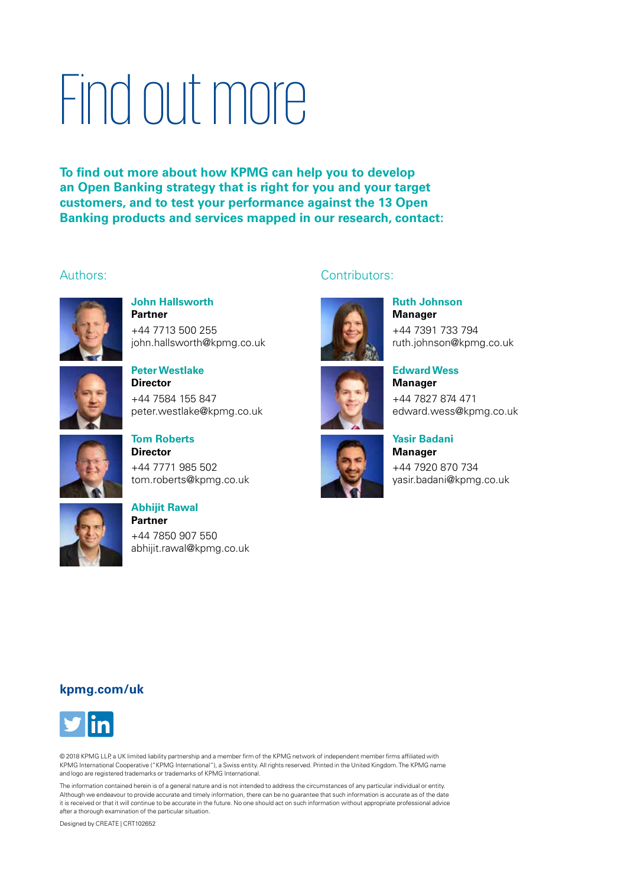# Find out more

**To find out more about how KPMG can help you to develop an Open Banking strategy that is right for you and your target customers, and to test your performance against the 13 Open Banking products and services mapped in our research, contact:**

## Authors:

**John Hallsworth**
**Partner**
+44 7713 500 255
john.hallsworth@kpmg.co.uk

**Peter Westlake**
**Director**
+44 7584 155 847
peter.westlake@kpmg.co.uk

**Tom Roberts**
**Director**
+44 7771 985 502
tom.roberts@kpmg.co.uk

**Abhijit Rawal**
**Partner**
+44 7850 907 550
abhijit.rawal@kpmg.co.uk

## Contributors:

**Ruth Johnson**
**Manager**
+44 7391 733 794
ruth.johnson@kpmg.co.uk

**Edward Wess**
**Manager**
+44 7827 874 471
edward.wess@kpmg.co.uk

**Yasir Badani**
**Manager**
+44 7920 870 734
yasir.badani@kpmg.co.uk

**kpmg.com/uk**

© 2018 KPMG LLP, a UK limited liability partnership and a member firm of the KPMG network of independent member firms affiliated with KPMG International Cooperative ("KPMG International"), a Swiss entity. All rights reserved. Printed in the United Kingdom. The KPMG name and logo are registered trademarks or trademarks of KPMG International.

The information contained herein is of a general nature and is not intended to address the circumstances of any particular individual or entity. Although we endeavour to provide accurate and timely information, there can be no guarantee that such information is accurate as of the date it is received or that it will continue to be accurate in the future. No one should act on such information without appropriate professional advice after a thorough examination of the particular situation.

Designed by CREATE | CRT102652